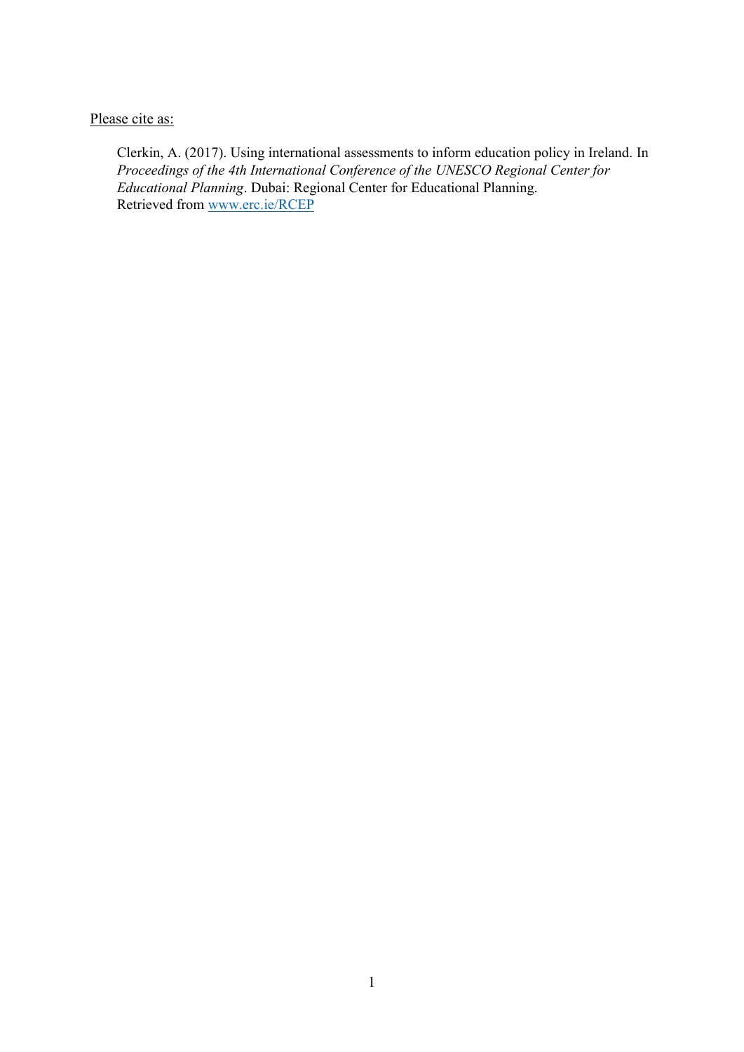Please cite as:

> Clerkin, A. (2017). Using international assessments to inform education policy in Ireland. In *Proceedings of the 4th International Conference of the UNESCO Regional Center for Educational Planning*. Dubai: Regional Center for Educational Planning.
> Retrieved from [www.erc.ie/RCEP](www.erc.ie/RCEP)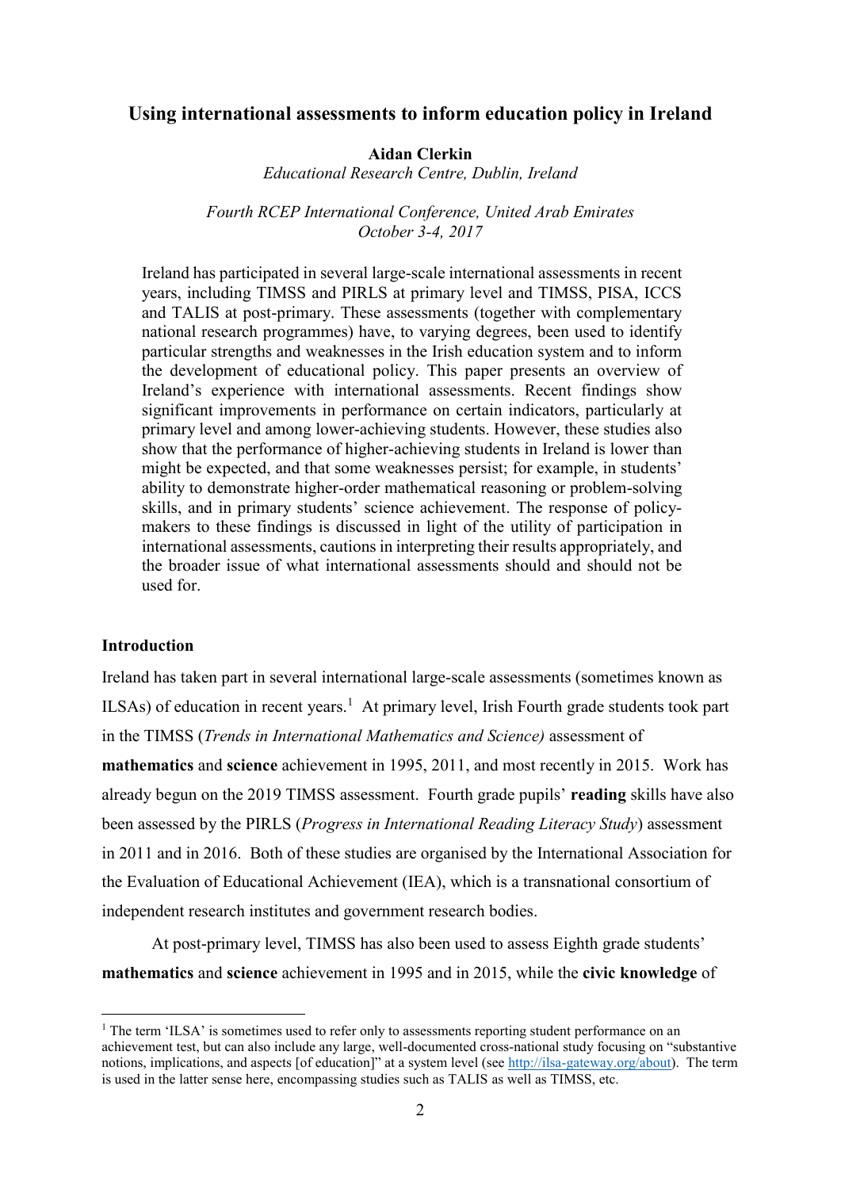## Using international assessments to inform education policy in Ireland

**Aidan Clerkin**

*Educational Research Centre, Dublin, Ireland*

*Fourth RCEP International Conference, United Arab Emirates*
*October 3-4, 2017*

Ireland has participated in several large-scale international assessments in recent years, including TIMSS and PIRLS at primary level and TIMSS, PISA, ICCS and TALIS at post-primary. These assessments (together with complementary national research programmes) have, to varying degrees, been used to identify particular strengths and weaknesses in the Irish education system and to inform the development of educational policy. This paper presents an overview of Ireland's experience with international assessments. Recent findings show significant improvements in performance on certain indicators, particularly at primary level and among lower-achieving students. However, these studies also show that the performance of higher-achieving students in Ireland is lower than might be expected, and that some weaknesses persist; for example, in students' ability to demonstrate higher-order mathematical reasoning or problem-solving skills, and in primary students' science achievement. The response of policy-makers to these findings is discussed in light of the utility of participation in international assessments, cautions in interpreting their results appropriately, and the broader issue of what international assessments should and should not be used for.

### Introduction

Ireland has taken part in several international large-scale assessments (sometimes known as ILSAs) of education in recent years.[1] At primary level, Irish Fourth grade students took part in the TIMSS (*Trends in International Mathematics and Science)* assessment of **mathematics** and **science** achievement in 1995, 2011, and most recently in 2015. Work has already begun on the 2019 TIMSS assessment. Fourth grade pupils' **reading** skills have also been assessed by the PIRLS (*Progress in International Reading Literacy Study*) assessment in 2011 and in 2016. Both of these studies are organised by the International Association for the Evaluation of Educational Achievement (IEA), which is a transnational consortium of independent research institutes and government research bodies.

At post-primary level, TIMSS has also been used to assess Eighth grade students' **mathematics** and **science** achievement in 1995 and in 2015, while the **civic knowledge** of

[1] The term 'ILSA' is sometimes used to refer only to assessments reporting student performance on an achievement test, but can also include any large, well-documented cross-national study focusing on "substantive notions, implications, and aspects [of education]" at a system level (see http://ilsa-gateway.org/about). The term is used in the latter sense here, encompassing studies such as TALIS as well as TIMSS, etc.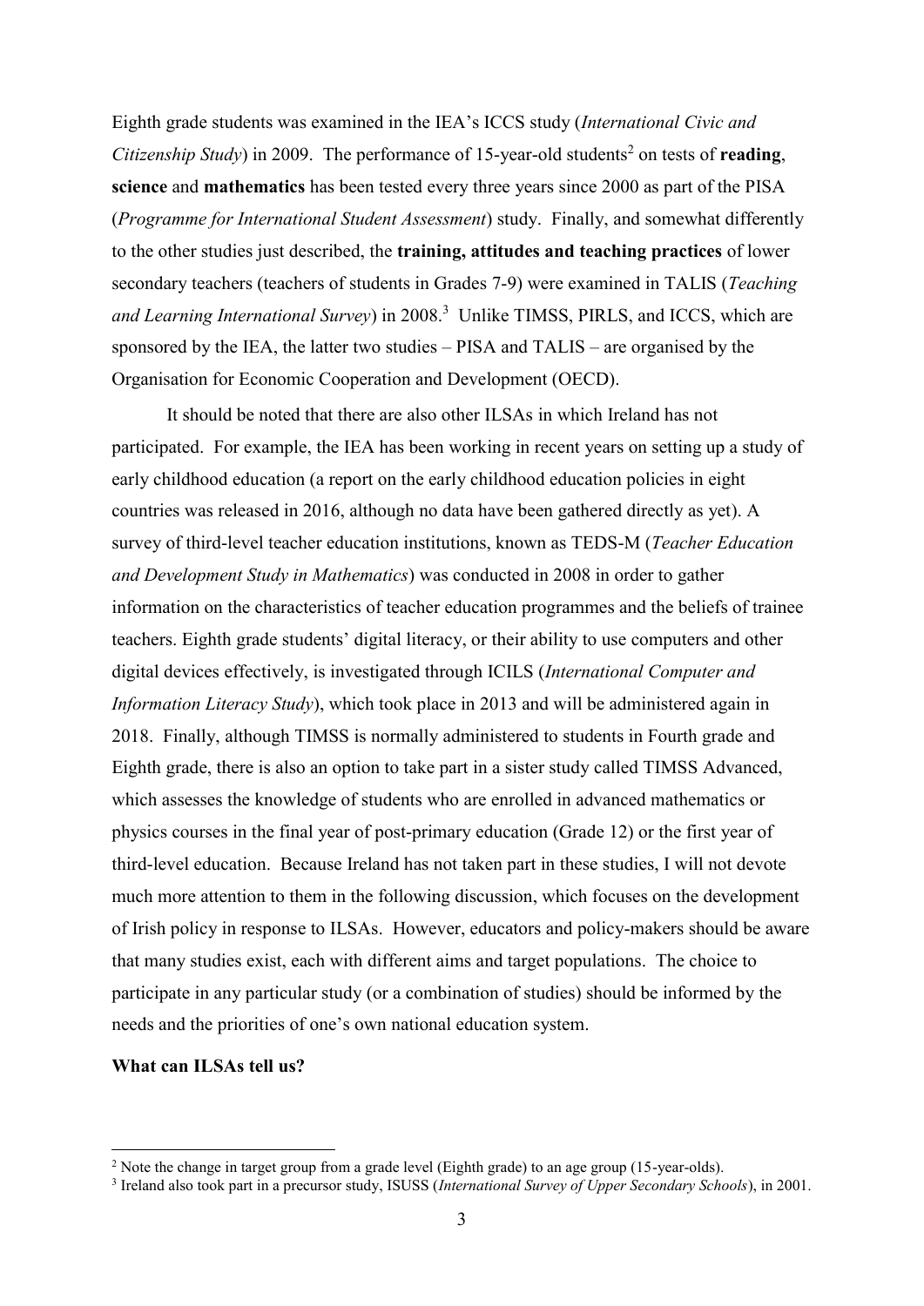Eighth grade students was examined in the IEA's ICCS study (*International Civic and Citizenship Study*) in 2009. The performance of 15-year-old students[2] on tests of **reading**, **science** and **mathematics** has been tested every three years since 2000 as part of the PISA (*Programme for International Student Assessment*) study. Finally, and somewhat differently to the other studies just described, the **training, attitudes and teaching practices** of lower secondary teachers (teachers of students in Grades 7-9) were examined in TALIS (*Teaching and Learning International Survey*) in 2008.[3] Unlike TIMSS, PIRLS, and ICCS, which are sponsored by the IEA, the latter two studies – PISA and TALIS – are organised by the Organisation for Economic Cooperation and Development (OECD).

It should be noted that there are also other ILSAs in which Ireland has not participated. For example, the IEA has been working in recent years on setting up a study of early childhood education (a report on the early childhood education policies in eight countries was released in 2016, although no data have been gathered directly as yet). A survey of third-level teacher education institutions, known as TEDS-M (*Teacher Education and Development Study in Mathematics*) was conducted in 2008 in order to gather information on the characteristics of teacher education programmes and the beliefs of trainee teachers. Eighth grade students' digital literacy, or their ability to use computers and other digital devices effectively, is investigated through ICILS (*International Computer and Information Literacy Study*), which took place in 2013 and will be administered again in 2018. Finally, although TIMSS is normally administered to students in Fourth grade and Eighth grade, there is also an option to take part in a sister study called TIMSS Advanced, which assesses the knowledge of students who are enrolled in advanced mathematics or physics courses in the final year of post-primary education (Grade 12) or the first year of third-level education. Because Ireland has not taken part in these studies, I will not devote much more attention to them in the following discussion, which focuses on the development of Irish policy in response to ILSAs. However, educators and policy-makers should be aware that many studies exist, each with different aims and target populations. The choice to participate in any particular study (or a combination of studies) should be informed by the needs and the priorities of one's own national education system.

**What can ILSAs tell us?**

[2] Note the change in target group from a grade level (Eighth grade) to an age group (15-year-olds).

[3] Ireland also took part in a precursor study, ISUSS (*International Survey of Upper Secondary Schools*), in 2001.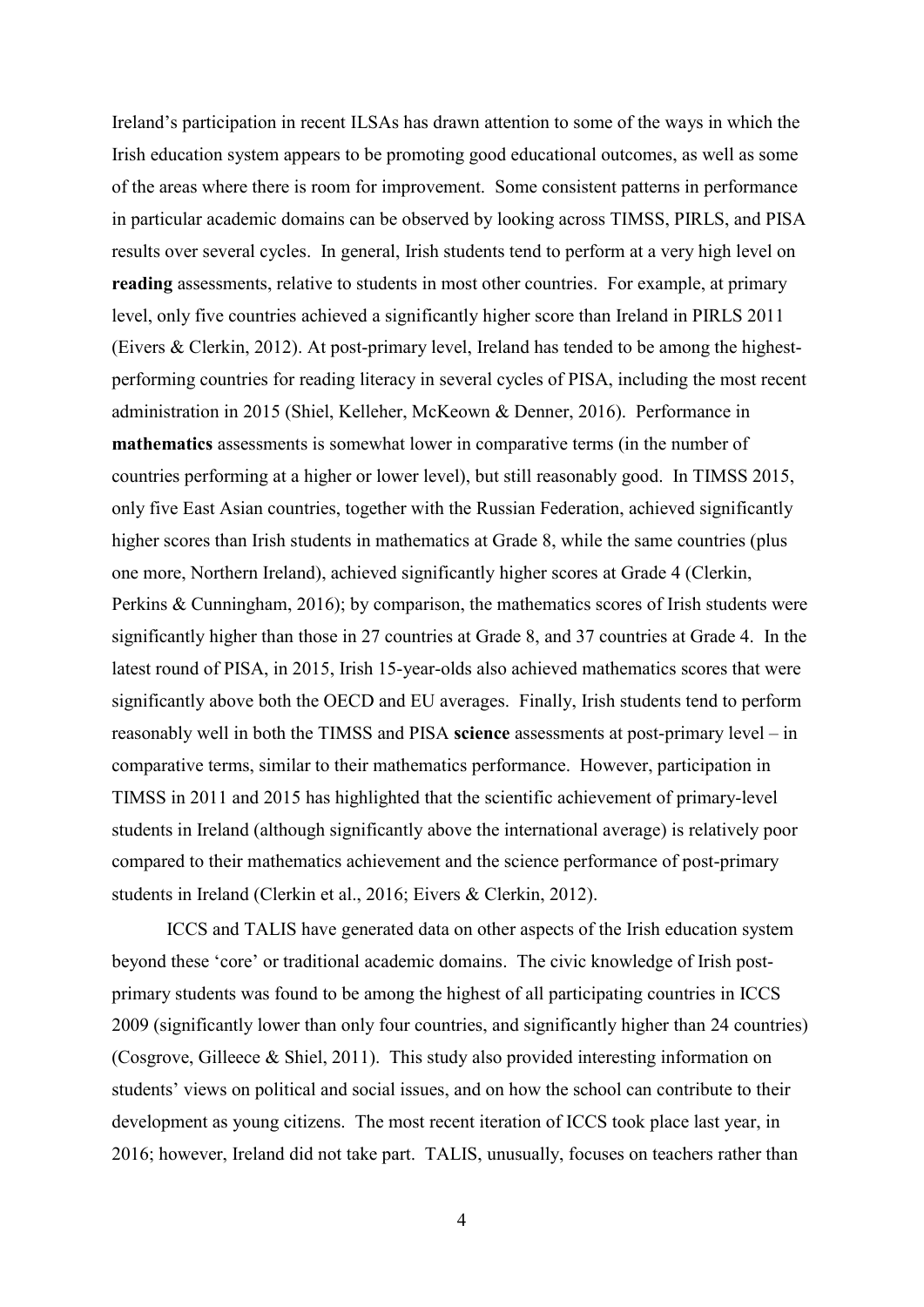Ireland's participation in recent ILSAs has drawn attention to some of the ways in which the Irish education system appears to be promoting good educational outcomes, as well as some of the areas where there is room for improvement. Some consistent patterns in performance in particular academic domains can be observed by looking across TIMSS, PIRLS, and PISA results over several cycles. In general, Irish students tend to perform at a very high level on **reading** assessments, relative to students in most other countries. For example, at primary level, only five countries achieved a significantly higher score than Ireland in PIRLS 2011 (Eivers & Clerkin, 2012). At post-primary level, Ireland has tended to be among the highest-performing countries for reading literacy in several cycles of PISA, including the most recent administration in 2015 (Shiel, Kelleher, McKeown & Denner, 2016). Performance in **mathematics** assessments is somewhat lower in comparative terms (in the number of countries performing at a higher or lower level), but still reasonably good. In TIMSS 2015, only five East Asian countries, together with the Russian Federation, achieved significantly higher scores than Irish students in mathematics at Grade 8, while the same countries (plus one more, Northern Ireland), achieved significantly higher scores at Grade 4 (Clerkin, Perkins & Cunningham, 2016); by comparison, the mathematics scores of Irish students were significantly higher than those in 27 countries at Grade 8, and 37 countries at Grade 4. In the latest round of PISA, in 2015, Irish 15-year-olds also achieved mathematics scores that were significantly above both the OECD and EU averages. Finally, Irish students tend to perform reasonably well in both the TIMSS and PISA **science** assessments at post-primary level – in comparative terms, similar to their mathematics performance. However, participation in TIMSS in 2011 and 2015 has highlighted that the scientific achievement of primary-level students in Ireland (although significantly above the international average) is relatively poor compared to their mathematics achievement and the science performance of post-primary students in Ireland (Clerkin et al., 2016; Eivers & Clerkin, 2012).

ICCS and TALIS have generated data on other aspects of the Irish education system beyond these 'core' or traditional academic domains. The civic knowledge of Irish post-primary students was found to be among the highest of all participating countries in ICCS 2009 (significantly lower than only four countries, and significantly higher than 24 countries) (Cosgrove, Gilleece & Shiel, 2011). This study also provided interesting information on students' views on political and social issues, and on how the school can contribute to their development as young citizens. The most recent iteration of ICCS took place last year, in 2016; however, Ireland did not take part. TALIS, unusually, focuses on teachers rather than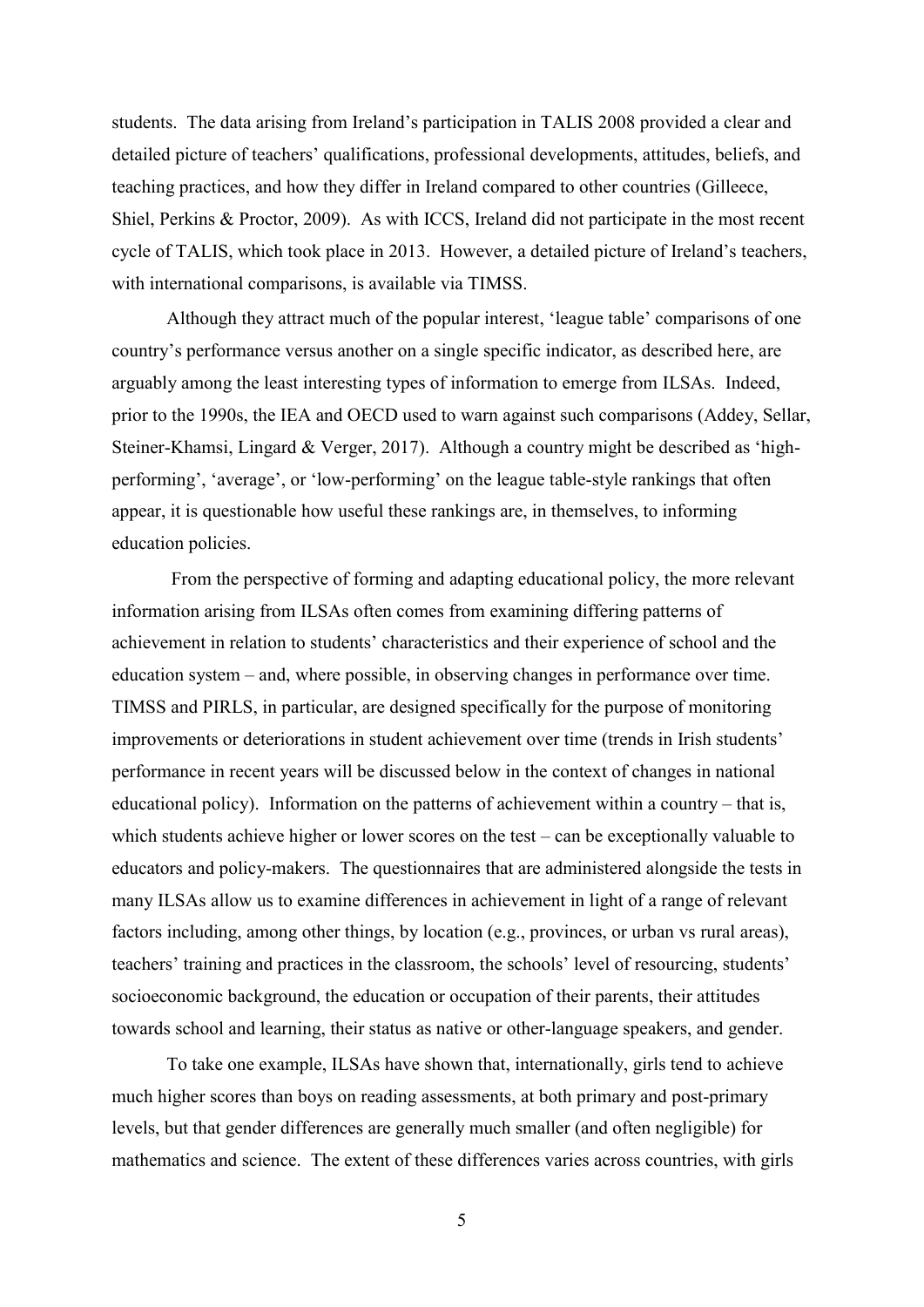students. The data arising from Ireland's participation in TALIS 2008 provided a clear and detailed picture of teachers' qualifications, professional developments, attitudes, beliefs, and teaching practices, and how they differ in Ireland compared to other countries (Gilleece, Shiel, Perkins & Proctor, 2009). As with ICCS, Ireland did not participate in the most recent cycle of TALIS, which took place in 2013. However, a detailed picture of Ireland's teachers, with international comparisons, is available via TIMSS.

Although they attract much of the popular interest, 'league table' comparisons of one country's performance versus another on a single specific indicator, as described here, are arguably among the least interesting types of information to emerge from ILSAs. Indeed, prior to the 1990s, the IEA and OECD used to warn against such comparisons (Addey, Sellar, Steiner-Khamsi, Lingard & Verger, 2017). Although a country might be described as 'high-performing', 'average', or 'low-performing' on the league table-style rankings that often appear, it is questionable how useful these rankings are, in themselves, to informing education policies.

From the perspective of forming and adapting educational policy, the more relevant information arising from ILSAs often comes from examining differing patterns of achievement in relation to students' characteristics and their experience of school and the education system – and, where possible, in observing changes in performance over time. TIMSS and PIRLS, in particular, are designed specifically for the purpose of monitoring improvements or deteriorations in student achievement over time (trends in Irish students' performance in recent years will be discussed below in the context of changes in national educational policy). Information on the patterns of achievement within a country – that is, which students achieve higher or lower scores on the test – can be exceptionally valuable to educators and policy-makers. The questionnaires that are administered alongside the tests in many ILSAs allow us to examine differences in achievement in light of a range of relevant factors including, among other things, by location (e.g., provinces, or urban vs rural areas), teachers' training and practices in the classroom, the schools' level of resourcing, students' socioeconomic background, the education or occupation of their parents, their attitudes towards school and learning, their status as native or other-language speakers, and gender.

To take one example, ILSAs have shown that, internationally, girls tend to achieve much higher scores than boys on reading assessments, at both primary and post-primary levels, but that gender differences are generally much smaller (and often negligible) for mathematics and science. The extent of these differences varies across countries, with girls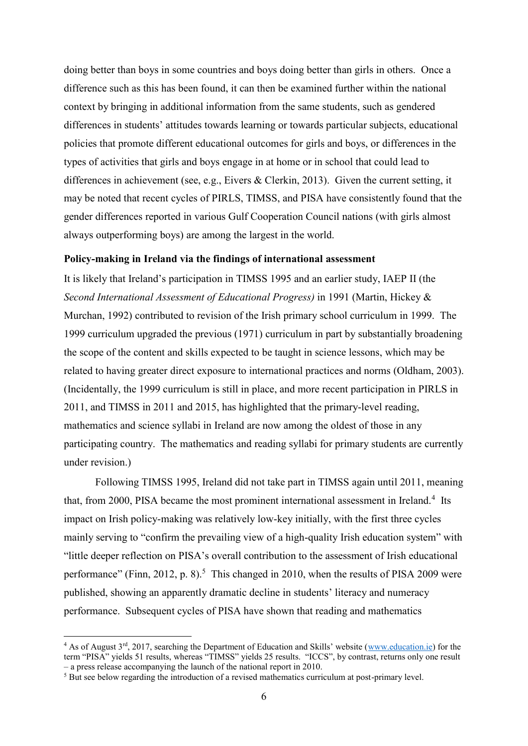doing better than boys in some countries and boys doing better than girls in others. Once a difference such as this has been found, it can then be examined further within the national context by bringing in additional information from the same students, such as gendered differences in students' attitudes towards learning or towards particular subjects, educational policies that promote different educational outcomes for girls and boys, or differences in the types of activities that girls and boys engage in at home or in school that could lead to differences in achievement (see, e.g., Eivers & Clerkin, 2013). Given the current setting, it may be noted that recent cycles of PIRLS, TIMSS, and PISA have consistently found that the gender differences reported in various Gulf Cooperation Council nations (with girls almost always outperforming boys) are among the largest in the world.

**Policy-making in Ireland via the findings of international assessment**

It is likely that Ireland's participation in TIMSS 1995 and an earlier study, IAEP II (the *Second International Assessment of Educational Progress)* in 1991 (Martin, Hickey & Murchan, 1992) contributed to revision of the Irish primary school curriculum in 1999. The 1999 curriculum upgraded the previous (1971) curriculum in part by substantially broadening the scope of the content and skills expected to be taught in science lessons, which may be related to having greater direct exposure to international practices and norms (Oldham, 2003). (Incidentally, the 1999 curriculum is still in place, and more recent participation in PIRLS in 2011, and TIMSS in 2011 and 2015, has highlighted that the primary-level reading, mathematics and science syllabi in Ireland are now among the oldest of those in any participating country. The mathematics and reading syllabi for primary students are currently under revision.)

Following TIMSS 1995, Ireland did not take part in TIMSS again until 2011, meaning that, from 2000, PISA became the most prominent international assessment in Ireland.[4] Its impact on Irish policy-making was relatively low-key initially, with the first three cycles mainly serving to "confirm the prevailing view of a high-quality Irish education system" with "little deeper reflection on PISA's overall contribution to the assessment of Irish educational performance" (Finn, 2012, p. 8).[5] This changed in 2010, when the results of PISA 2009 were published, showing an apparently dramatic decline in students' literacy and numeracy performance. Subsequent cycles of PISA have shown that reading and mathematics

---

[4] As of August 3rd, 2017, searching the Department of Education and Skills' website (www.education.ie) for the term "PISA" yields 51 results, whereas "TIMSS" yields 25 results. "ICCS", by contrast, returns only one result – a press release accompanying the launch of the national report in 2010.

[5] But see below regarding the introduction of a revised mathematics curriculum at post-primary level.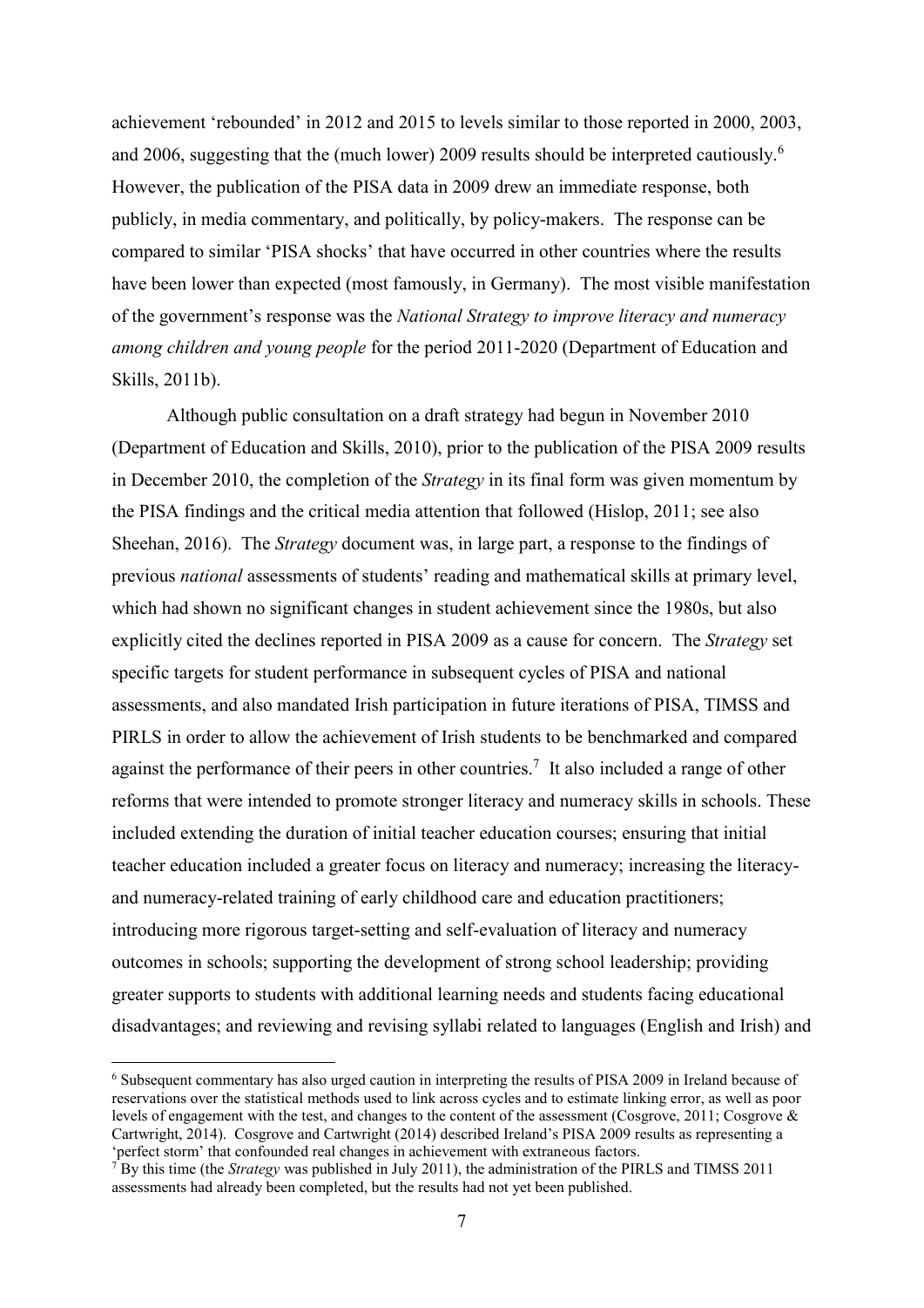achievement 'rebounded' in 2012 and 2015 to levels similar to those reported in 2000, 2003, and 2006, suggesting that the (much lower) 2009 results should be interpreted cautiously.[6] However, the publication of the PISA data in 2009 drew an immediate response, both publicly, in media commentary, and politically, by policy-makers. The response can be compared to similar 'PISA shocks' that have occurred in other countries where the results have been lower than expected (most famously, in Germany). The most visible manifestation of the government's response was the *National Strategy to improve literacy and numeracy among children and young people* for the period 2011-2020 (Department of Education and Skills, 2011b).

Although public consultation on a draft strategy had begun in November 2010 (Department of Education and Skills, 2010), prior to the publication of the PISA 2009 results in December 2010, the completion of the *Strategy* in its final form was given momentum by the PISA findings and the critical media attention that followed (Hislop, 2011; see also Sheehan, 2016). The *Strategy* document was, in large part, a response to the findings of previous *national* assessments of students' reading and mathematical skills at primary level, which had shown no significant changes in student achievement since the 1980s, but also explicitly cited the declines reported in PISA 2009 as a cause for concern. The *Strategy* set specific targets for student performance in subsequent cycles of PISA and national assessments, and also mandated Irish participation in future iterations of PISA, TIMSS and PIRLS in order to allow the achievement of Irish students to be benchmarked and compared against the performance of their peers in other countries.[7] It also included a range of other reforms that were intended to promote stronger literacy and numeracy skills in schools. These included extending the duration of initial teacher education courses; ensuring that initial teacher education included a greater focus on literacy and numeracy; increasing the literacy- and numeracy-related training of early childhood care and education practitioners; introducing more rigorous target-setting and self-evaluation of literacy and numeracy outcomes in schools; supporting the development of strong school leadership; providing greater supports to students with additional learning needs and students facing educational disadvantages; and reviewing and revising syllabi related to languages (English and Irish) and

---

[6] Subsequent commentary has also urged caution in interpreting the results of PISA 2009 in Ireland because of reservations over the statistical methods used to link across cycles and to estimate linking error, as well as poor levels of engagement with the test, and changes to the content of the assessment (Cosgrove, 2011; Cosgrove & Cartwright, 2014). Cosgrove and Cartwright (2014) described Ireland's PISA 2009 results as representing a 'perfect storm' that confounded real changes in achievement with extraneous factors.

[7] By this time (the *Strategy* was published in July 2011), the administration of the PIRLS and TIMSS 2011 assessments had already been completed, but the results had not yet been published.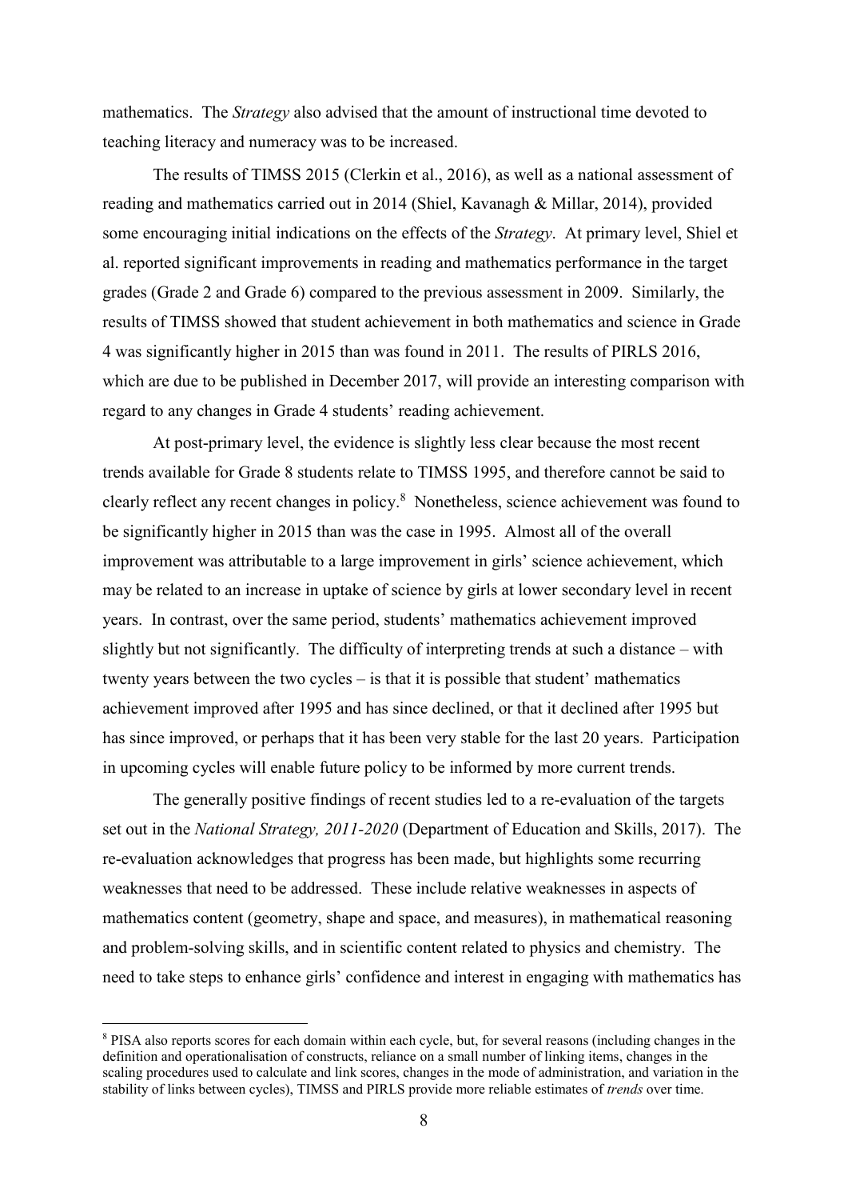mathematics. The *Strategy* also advised that the amount of instructional time devoted to teaching literacy and numeracy was to be increased.

The results of TIMSS 2015 (Clerkin et al., 2016), as well as a national assessment of reading and mathematics carried out in 2014 (Shiel, Kavanagh & Millar, 2014), provided some encouraging initial indications on the effects of the *Strategy*. At primary level, Shiel et al. reported significant improvements in reading and mathematics performance in the target grades (Grade 2 and Grade 6) compared to the previous assessment in 2009. Similarly, the results of TIMSS showed that student achievement in both mathematics and science in Grade 4 was significantly higher in 2015 than was found in 2011. The results of PIRLS 2016, which are due to be published in December 2017, will provide an interesting comparison with regard to any changes in Grade 4 students' reading achievement.

At post-primary level, the evidence is slightly less clear because the most recent trends available for Grade 8 students relate to TIMSS 1995, and therefore cannot be said to clearly reflect any recent changes in policy.[8] Nonetheless, science achievement was found to be significantly higher in 2015 than was the case in 1995. Almost all of the overall improvement was attributable to a large improvement in girls' science achievement, which may be related to an increase in uptake of science by girls at lower secondary level in recent years. In contrast, over the same period, students' mathematics achievement improved slightly but not significantly. The difficulty of interpreting trends at such a distance – with twenty years between the two cycles – is that it is possible that student' mathematics achievement improved after 1995 and has since declined, or that it declined after 1995 but has since improved, or perhaps that it has been very stable for the last 20 years. Participation in upcoming cycles will enable future policy to be informed by more current trends.

The generally positive findings of recent studies led to a re-evaluation of the targets set out in the *National Strategy, 2011-2020* (Department of Education and Skills, 2017). The re-evaluation acknowledges that progress has been made, but highlights some recurring weaknesses that need to be addressed. These include relative weaknesses in aspects of mathematics content (geometry, shape and space, and measures), in mathematical reasoning and problem-solving skills, and in scientific content related to physics and chemistry. The need to take steps to enhance girls' confidence and interest in engaging with mathematics has

---

[8] PISA also reports scores for each domain within each cycle, but, for several reasons (including changes in the definition and operationalisation of constructs, reliance on a small number of linking items, changes in the scaling procedures used to calculate and link scores, changes in the mode of administration, and variation in the stability of links between cycles), TIMSS and PIRLS provide more reliable estimates of *trends* over time.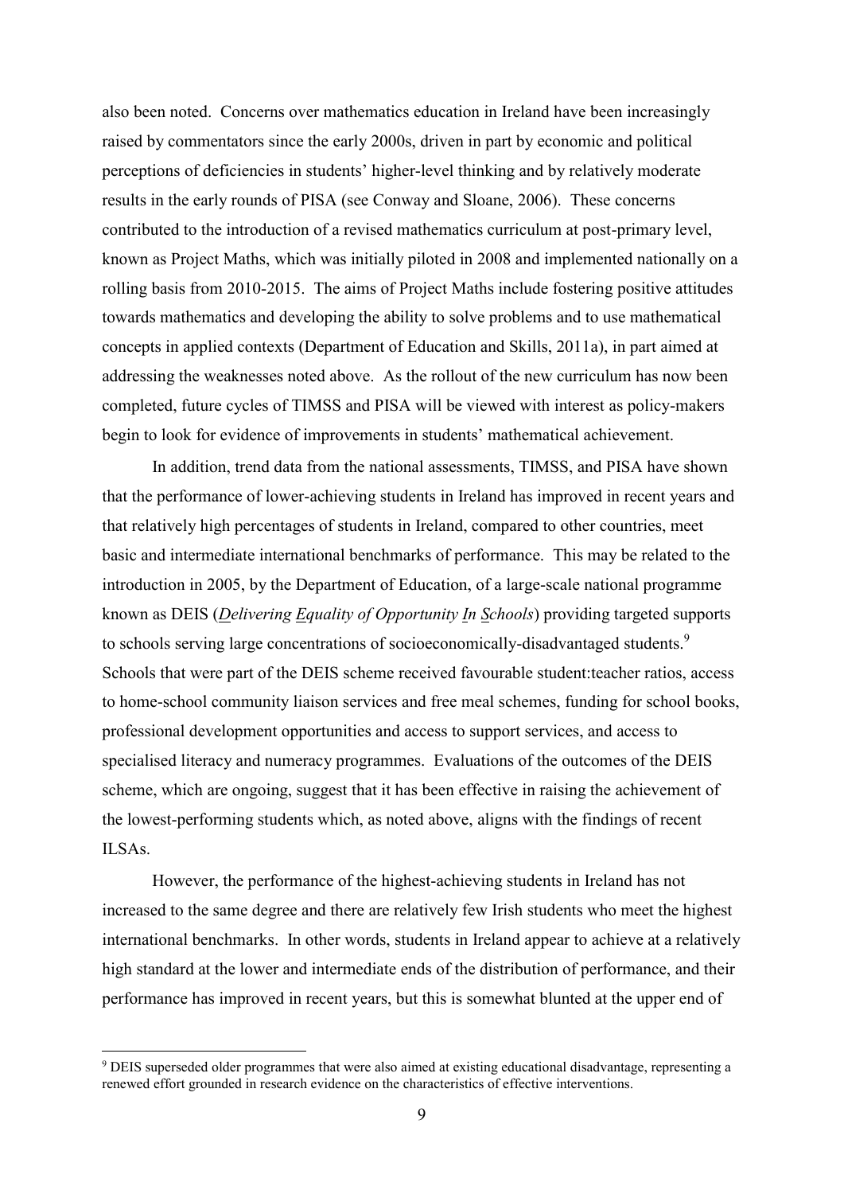also been noted. Concerns over mathematics education in Ireland have been increasingly raised by commentators since the early 2000s, driven in part by economic and political perceptions of deficiencies in students' higher-level thinking and by relatively moderate results in the early rounds of PISA (see Conway and Sloane, 2006). These concerns contributed to the introduction of a revised mathematics curriculum at post-primary level, known as Project Maths, which was initially piloted in 2008 and implemented nationally on a rolling basis from 2010-2015. The aims of Project Maths include fostering positive attitudes towards mathematics and developing the ability to solve problems and to use mathematical concepts in applied contexts (Department of Education and Skills, 2011a), in part aimed at addressing the weaknesses noted above. As the rollout of the new curriculum has now been completed, future cycles of TIMSS and PISA will be viewed with interest as policy-makers begin to look for evidence of improvements in students' mathematical achievement.

In addition, trend data from the national assessments, TIMSS, and PISA have shown that the performance of lower-achieving students in Ireland has improved in recent years and that relatively high percentages of students in Ireland, compared to other countries, meet basic and intermediate international benchmarks of performance. This may be related to the introduction in 2005, by the Department of Education, of a large-scale national programme known as DEIS (*Delivering Equality of Opportunity In Schools*) providing targeted supports to schools serving large concentrations of socioeconomically-disadvantaged students.[9] Schools that were part of the DEIS scheme received favourable student:teacher ratios, access to home-school community liaison services and free meal schemes, funding for school books, professional development opportunities and access to support services, and access to specialised literacy and numeracy programmes. Evaluations of the outcomes of the DEIS scheme, which are ongoing, suggest that it has been effective in raising the achievement of the lowest-performing students which, as noted above, aligns with the findings of recent ILSAs.

However, the performance of the highest-achieving students in Ireland has not increased to the same degree and there are relatively few Irish students who meet the highest international benchmarks. In other words, students in Ireland appear to achieve at a relatively high standard at the lower and intermediate ends of the distribution of performance, and their performance has improved in recent years, but this is somewhat blunted at the upper end of

[9] DEIS superseded older programmes that were also aimed at existing educational disadvantage, representing a renewed effort grounded in research evidence on the characteristics of effective interventions.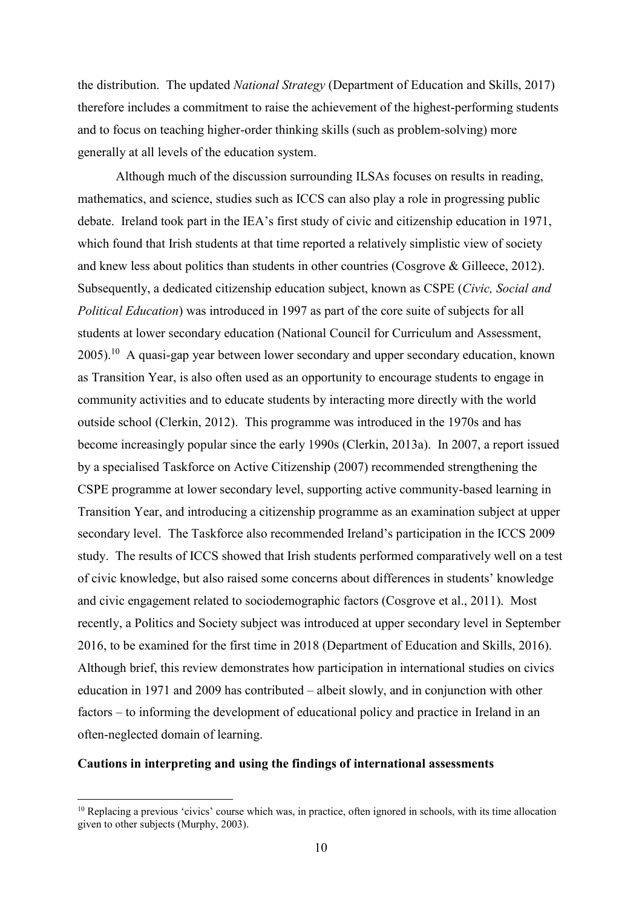the distribution. The updated *National Strategy* (Department of Education and Skills, 2017) therefore includes a commitment to raise the achievement of the highest-performing students and to focus on teaching higher-order thinking skills (such as problem-solving) more generally at all levels of the education system.

Although much of the discussion surrounding ILSAs focuses on results in reading, mathematics, and science, studies such as ICCS can also play a role in progressing public debate. Ireland took part in the IEA's first study of civic and citizenship education in 1971, which found that Irish students at that time reported a relatively simplistic view of society and knew less about politics than students in other countries (Cosgrove & Gilleece, 2012). Subsequently, a dedicated citizenship education subject, known as CSPE (*Civic, Social and Political Education*) was introduced in 1997 as part of the core suite of subjects for all students at lower secondary education (National Council for Curriculum and Assessment, 2005).[10] A quasi-gap year between lower secondary and upper secondary education, known as Transition Year, is also often used as an opportunity to encourage students to engage in community activities and to educate students by interacting more directly with the world outside school (Clerkin, 2012). This programme was introduced in the 1970s and has become increasingly popular since the early 1990s (Clerkin, 2013a). In 2007, a report issued by a specialised Taskforce on Active Citizenship (2007) recommended strengthening the CSPE programme at lower secondary level, supporting active community-based learning in Transition Year, and introducing a citizenship programme as an examination subject at upper secondary level. The Taskforce also recommended Ireland's participation in the ICCS 2009 study. The results of ICCS showed that Irish students performed comparatively well on a test of civic knowledge, but also raised some concerns about differences in students' knowledge and civic engagement related to sociodemographic factors (Cosgrove et al., 2011). Most recently, a Politics and Society subject was introduced at upper secondary level in September 2016, to be examined for the first time in 2018 (Department of Education and Skills, 2016). Although brief, this review demonstrates how participation in international studies on civics education in 1971 and 2009 has contributed – albeit slowly, and in conjunction with other factors – to informing the development of educational policy and practice in Ireland in an often-neglected domain of learning.

**Cautions in interpreting and using the findings of international assessments**

[10] Replacing a previous 'civics' course which was, in practice, often ignored in schools, with its time allocation given to other subjects (Murphy, 2003).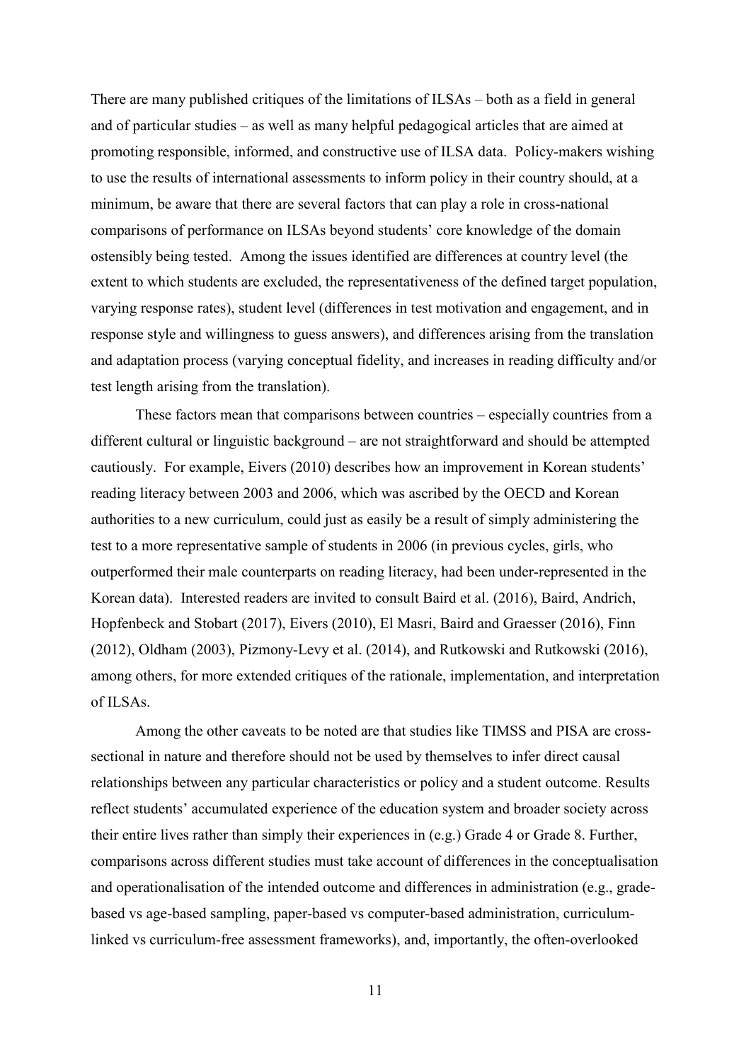There are many published critiques of the limitations of ILSAs – both as a field in general and of particular studies – as well as many helpful pedagogical articles that are aimed at promoting responsible, informed, and constructive use of ILSA data. Policy-makers wishing to use the results of international assessments to inform policy in their country should, at a minimum, be aware that there are several factors that can play a role in cross-national comparisons of performance on ILSAs beyond students' core knowledge of the domain ostensibly being tested. Among the issues identified are differences at country level (the extent to which students are excluded, the representativeness of the defined target population, varying response rates), student level (differences in test motivation and engagement, and in response style and willingness to guess answers), and differences arising from the translation and adaptation process (varying conceptual fidelity, and increases in reading difficulty and/or test length arising from the translation).

These factors mean that comparisons between countries – especially countries from a different cultural or linguistic background – are not straightforward and should be attempted cautiously. For example, Eivers (2010) describes how an improvement in Korean students' reading literacy between 2003 and 2006, which was ascribed by the OECD and Korean authorities to a new curriculum, could just as easily be a result of simply administering the test to a more representative sample of students in 2006 (in previous cycles, girls, who outperformed their male counterparts on reading literacy, had been under-represented in the Korean data). Interested readers are invited to consult Baird et al. (2016), Baird, Andrich, Hopfenbeck and Stobart (2017), Eivers (2010), El Masri, Baird and Graesser (2016), Finn (2012), Oldham (2003), Pizmony-Levy et al. (2014), and Rutkowski and Rutkowski (2016), among others, for more extended critiques of the rationale, implementation, and interpretation of ILSAs.

Among the other caveats to be noted are that studies like TIMSS and PISA are cross-sectional in nature and therefore should not be used by themselves to infer direct causal relationships between any particular characteristics or policy and a student outcome. Results reflect students' accumulated experience of the education system and broader society across their entire lives rather than simply their experiences in (e.g.) Grade 4 or Grade 8. Further, comparisons across different studies must take account of differences in the conceptualisation and operationalisation of the intended outcome and differences in administration (e.g., grade-based vs age-based sampling, paper-based vs computer-based administration, curriculum-linked vs curriculum-free assessment frameworks), and, importantly, the often-overlooked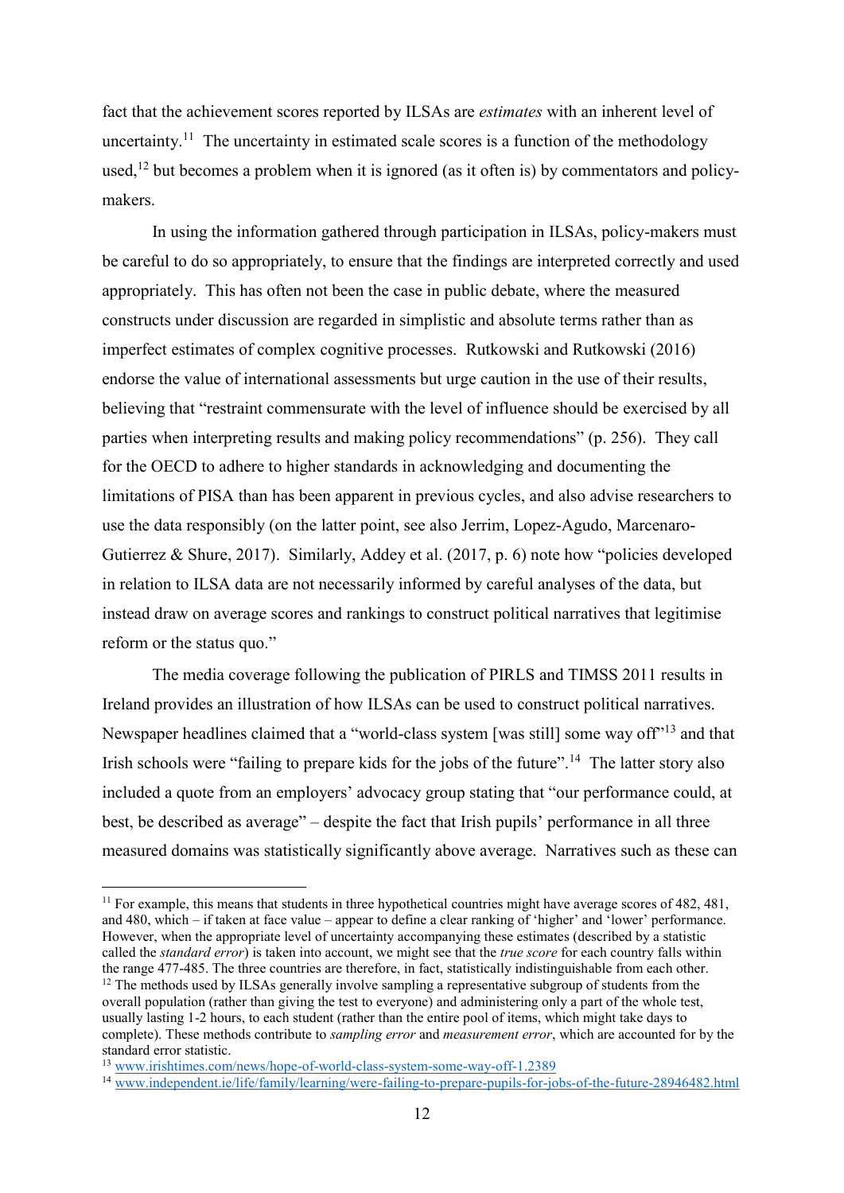fact that the achievement scores reported by ILSAs are *estimates* with an inherent level of uncertainty.[11] The uncertainty in estimated scale scores is a function of the methodology used,[12] but becomes a problem when it is ignored (as it often is) by commentators and policy-makers.

In using the information gathered through participation in ILSAs, policy-makers must be careful to do so appropriately, to ensure that the findings are interpreted correctly and used appropriately. This has often not been the case in public debate, where the measured constructs under discussion are regarded in simplistic and absolute terms rather than as imperfect estimates of complex cognitive processes. Rutkowski and Rutkowski (2016) endorse the value of international assessments but urge caution in the use of their results, believing that "restraint commensurate with the level of influence should be exercised by all parties when interpreting results and making policy recommendations" (p. 256). They call for the OECD to adhere to higher standards in acknowledging and documenting the limitations of PISA than has been apparent in previous cycles, and also advise researchers to use the data responsibly (on the latter point, see also Jerrim, Lopez-Agudo, Marcenaro-Gutierrez & Shure, 2017). Similarly, Addey et al. (2017, p. 6) note how "policies developed in relation to ILSA data are not necessarily informed by careful analyses of the data, but instead draw on average scores and rankings to construct political narratives that legitimise reform or the status quo."

The media coverage following the publication of PIRLS and TIMSS 2011 results in Ireland provides an illustration of how ILSAs can be used to construct political narratives. Newspaper headlines claimed that a "world-class system [was still] some way off"[13] and that Irish schools were "failing to prepare kids for the jobs of the future".[14] The latter story also included a quote from an employers' advocacy group stating that "our performance could, at best, be described as average" – despite the fact that Irish pupils' performance in all three measured domains was statistically significantly above average. Narratives such as these can

---

[11] For example, this means that students in three hypothetical countries might have average scores of 482, 481, and 480, which – if taken at face value – appear to define a clear ranking of 'higher' and 'lower' performance. However, when the appropriate level of uncertainty accompanying these estimates (described by a statistic called the *standard error*) is taken into account, we might see that the *true score* for each country falls within the range 477-485. The three countries are therefore, in fact, statistically indistinguishable from each other.

[12] The methods used by ILSAs generally involve sampling a representative subgroup of students from the overall population (rather than giving the test to everyone) and administering only a part of the whole test, usually lasting 1-2 hours, to each student (rather than the entire pool of items, which might take days to complete). These methods contribute to *sampling error* and *measurement error*, which are accounted for by the standard error statistic.

[13] www.irishtimes.com/news/hope-of-world-class-system-some-way-off-1.2389

[14] www.independent.ie/life/family/learning/were-failing-to-prepare-pupils-for-jobs-of-the-future-28946482.html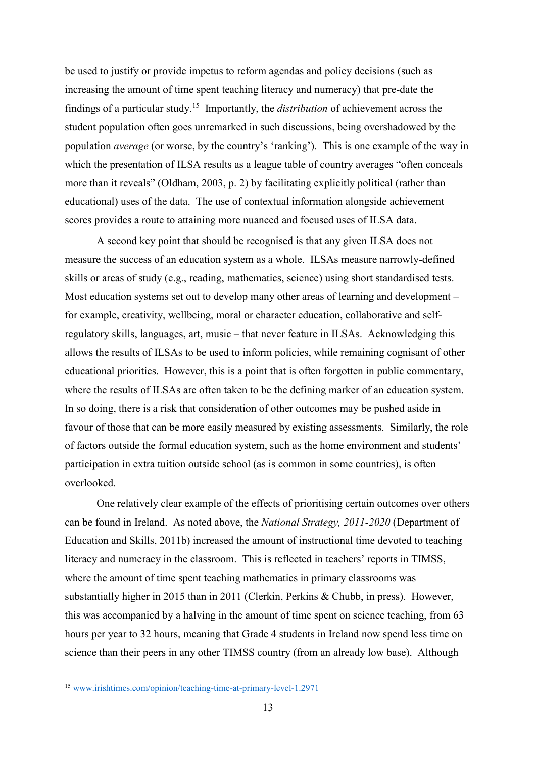be used to justify or provide impetus to reform agendas and policy decisions (such as increasing the amount of time spent teaching literacy and numeracy) that pre-date the findings of a particular study.[15] Importantly, the *distribution* of achievement across the student population often goes unremarked in such discussions, being overshadowed by the population *average* (or worse, by the country's 'ranking'). This is one example of the way in which the presentation of ILSA results as a league table of country averages "often conceals more than it reveals" (Oldham, 2003, p. 2) by facilitating explicitly political (rather than educational) uses of the data. The use of contextual information alongside achievement scores provides a route to attaining more nuanced and focused uses of ILSA data.

A second key point that should be recognised is that any given ILSA does not measure the success of an education system as a whole. ILSAs measure narrowly-defined skills or areas of study (e.g., reading, mathematics, science) using short standardised tests. Most education systems set out to develop many other areas of learning and development – for example, creativity, wellbeing, moral or character education, collaborative and self-regulatory skills, languages, art, music – that never feature in ILSAs. Acknowledging this allows the results of ILSAs to be used to inform policies, while remaining cognisant of other educational priorities. However, this is a point that is often forgotten in public commentary, where the results of ILSAs are often taken to be the defining marker of an education system. In so doing, there is a risk that consideration of other outcomes may be pushed aside in favour of those that can be more easily measured by existing assessments. Similarly, the role of factors outside the formal education system, such as the home environment and students' participation in extra tuition outside school (as is common in some countries), is often overlooked.

One relatively clear example of the effects of prioritising certain outcomes over others can be found in Ireland. As noted above, the *National Strategy, 2011-2020* (Department of Education and Skills, 2011b) increased the amount of instructional time devoted to teaching literacy and numeracy in the classroom. This is reflected in teachers' reports in TIMSS, where the amount of time spent teaching mathematics in primary classrooms was substantially higher in 2015 than in 2011 (Clerkin, Perkins & Chubb, in press). However, this was accompanied by a halving in the amount of time spent on science teaching, from 63 hours per year to 32 hours, meaning that Grade 4 students in Ireland now spend less time on science than their peers in any other TIMSS country (from an already low base). Although

[15] www.irishtimes.com/opinion/teaching-time-at-primary-level-1.2971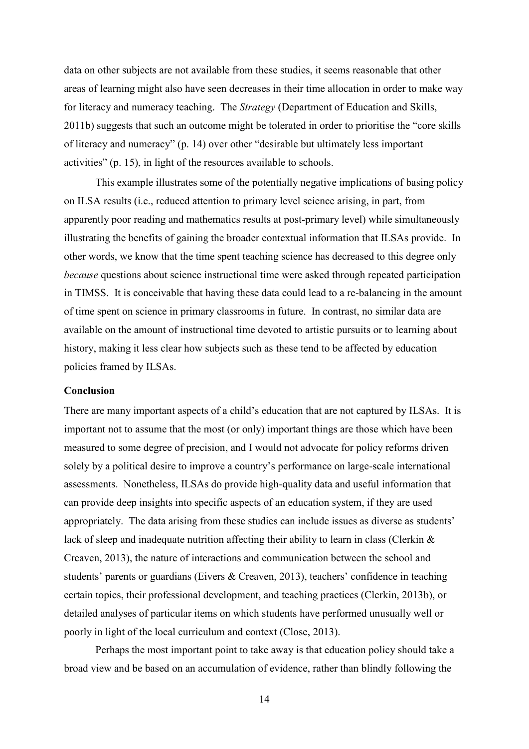data on other subjects are not available from these studies, it seems reasonable that other areas of learning might also have seen decreases in their time allocation in order to make way for literacy and numeracy teaching. The *Strategy* (Department of Education and Skills, 2011b) suggests that such an outcome might be tolerated in order to prioritise the "core skills of literacy and numeracy" (p. 14) over other "desirable but ultimately less important activities" (p. 15), in light of the resources available to schools.

This example illustrates some of the potentially negative implications of basing policy on ILSA results (i.e., reduced attention to primary level science arising, in part, from apparently poor reading and mathematics results at post-primary level) while simultaneously illustrating the benefits of gaining the broader contextual information that ILSAs provide. In other words, we know that the time spent teaching science has decreased to this degree only *because* questions about science instructional time were asked through repeated participation in TIMSS. It is conceivable that having these data could lead to a re-balancing in the amount of time spent on science in primary classrooms in future. In contrast, no similar data are available on the amount of instructional time devoted to artistic pursuits or to learning about history, making it less clear how subjects such as these tend to be affected by education policies framed by ILSAs.

## Conclusion

There are many important aspects of a child's education that are not captured by ILSAs. It is important not to assume that the most (or only) important things are those which have been measured to some degree of precision, and I would not advocate for policy reforms driven solely by a political desire to improve a country's performance on large-scale international assessments. Nonetheless, ILSAs do provide high-quality data and useful information that can provide deep insights into specific aspects of an education system, if they are used appropriately. The data arising from these studies can include issues as diverse as students' lack of sleep and inadequate nutrition affecting their ability to learn in class (Clerkin & Creaven, 2013), the nature of interactions and communication between the school and students' parents or guardians (Eivers & Creaven, 2013), teachers' confidence in teaching certain topics, their professional development, and teaching practices (Clerkin, 2013b), or detailed analyses of particular items on which students have performed unusually well or poorly in light of the local curriculum and context (Close, 2013).

Perhaps the most important point to take away is that education policy should take a broad view and be based on an accumulation of evidence, rather than blindly following the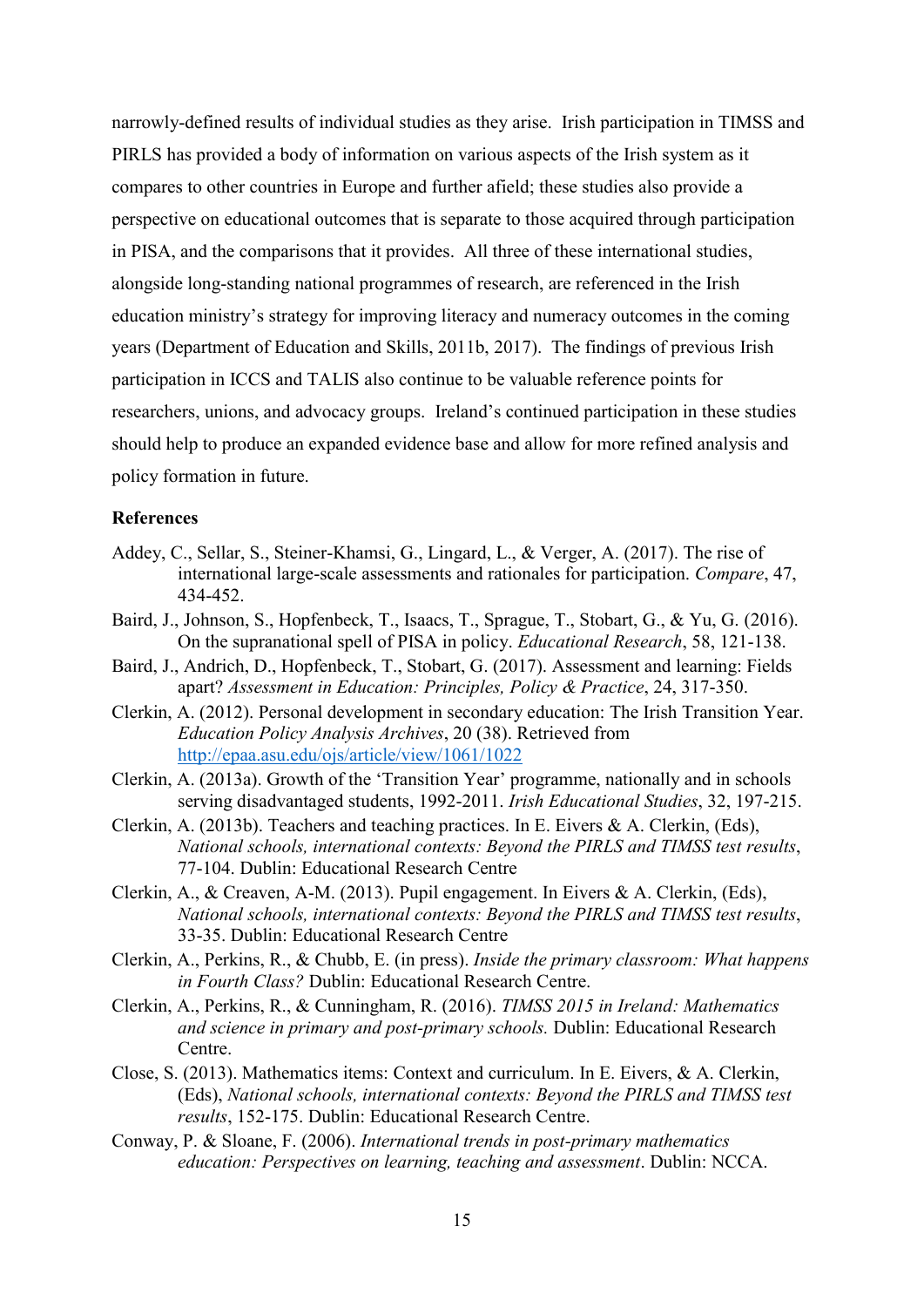narrowly-defined results of individual studies as they arise. Irish participation in TIMSS and PIRLS has provided a body of information on various aspects of the Irish system as it compares to other countries in Europe and further afield; these studies also provide a perspective on educational outcomes that is separate to those acquired through participation in PISA, and the comparisons that it provides. All three of these international studies, alongside long-standing national programmes of research, are referenced in the Irish education ministry's strategy for improving literacy and numeracy outcomes in the coming years (Department of Education and Skills, 2011b, 2017). The findings of previous Irish participation in ICCS and TALIS also continue to be valuable reference points for researchers, unions, and advocacy groups. Ireland's continued participation in these studies should help to produce an expanded evidence base and allow for more refined analysis and policy formation in future.

**References**

Addey, C., Sellar, S., Steiner-Khamsi, G., Lingard, L., & Verger, A. (2017). The rise of international large-scale assessments and rationales for participation. *Compare*, 47, 434-452.

Baird, J., Johnson, S., Hopfenbeck, T., Isaacs, T., Sprague, T., Stobart, G., & Yu, G. (2016). On the supranational spell of PISA in policy. *Educational Research*, 58, 121-138.

Baird, J., Andrich, D., Hopfenbeck, T., Stobart, G. (2017). Assessment and learning: Fields apart? *Assessment in Education: Principles, Policy & Practice*, 24, 317-350.

Clerkin, A. (2012). Personal development in secondary education: The Irish Transition Year. *Education Policy Analysis Archives*, 20 (38). Retrieved from http://epaa.asu.edu/ojs/article/view/1061/1022

Clerkin, A. (2013a). Growth of the 'Transition Year' programme, nationally and in schools serving disadvantaged students, 1992-2011. *Irish Educational Studies*, 32, 197-215.

Clerkin, A. (2013b). Teachers and teaching practices. In E. Eivers & A. Clerkin, (Eds), *National schools, international contexts: Beyond the PIRLS and TIMSS test results*, 77-104. Dublin: Educational Research Centre

Clerkin, A., & Creaven, A-M. (2013). Pupil engagement. In Eivers & A. Clerkin, (Eds), *National schools, international contexts: Beyond the PIRLS and TIMSS test results*, 33-35. Dublin: Educational Research Centre

Clerkin, A., Perkins, R., & Chubb, E. (in press). *Inside the primary classroom: What happens in Fourth Class?* Dublin: Educational Research Centre.

Clerkin, A., Perkins, R., & Cunningham, R. (2016). *TIMSS 2015 in Ireland: Mathematics and science in primary and post-primary schools.* Dublin: Educational Research Centre.

Close, S. (2013). Mathematics items: Context and curriculum. In E. Eivers, & A. Clerkin, (Eds), *National schools, international contexts: Beyond the PIRLS and TIMSS test results*, 152-175. Dublin: Educational Research Centre.

Conway, P. & Sloane, F. (2006). *International trends in post-primary mathematics education: Perspectives on learning, teaching and assessment*. Dublin: NCCA.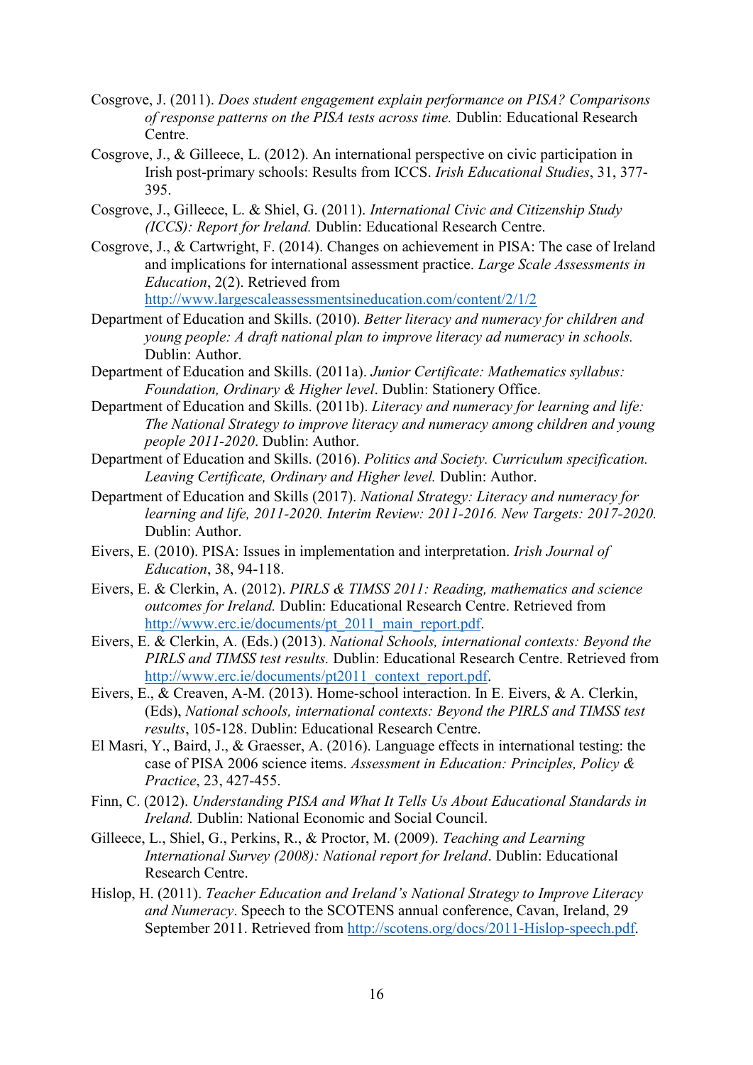Cosgrove, J. (2011). *Does student engagement explain performance on PISA? Comparisons of response patterns on the PISA tests across time.* Dublin: Educational Research Centre.

Cosgrove, J., & Gilleece, L. (2012). An international perspective on civic participation in Irish post-primary schools: Results from ICCS. *Irish Educational Studies*, 31, 377-395.

Cosgrove, J., Gilleece, L. & Shiel, G. (2011). *International Civic and Citizenship Study (ICCS): Report for Ireland.* Dublin: Educational Research Centre.

Cosgrove, J., & Cartwright, F. (2014). Changes on achievement in PISA: The case of Ireland and implications for international assessment practice. *Large Scale Assessments in Education*, 2(2). Retrieved from http://www.largescaleassessmentsineducation.com/content/2/1/2

Department of Education and Skills. (2010). *Better literacy and numeracy for children and young people: A draft national plan to improve literacy ad numeracy in schools.* Dublin: Author.

Department of Education and Skills. (2011a). *Junior Certificate: Mathematics syllabus: Foundation, Ordinary & Higher level*. Dublin: Stationery Office.

Department of Education and Skills. (2011b). *Literacy and numeracy for learning and life: The National Strategy to improve literacy and numeracy among children and young people 2011-2020*. Dublin: Author.

Department of Education and Skills. (2016). *Politics and Society. Curriculum specification. Leaving Certificate, Ordinary and Higher level.* Dublin: Author.

Department of Education and Skills (2017). *National Strategy: Literacy and numeracy for learning and life, 2011-2020. Interim Review: 2011-2016. New Targets: 2017-2020.* Dublin: Author.

Eivers, E. (2010). PISA: Issues in implementation and interpretation. *Irish Journal of Education*, 38, 94-118.

Eivers, E. & Clerkin, A. (2012). *PIRLS & TIMSS 2011: Reading, mathematics and science outcomes for Ireland.* Dublin: Educational Research Centre. Retrieved from http://www.erc.ie/documents/pt_2011_main_report.pdf.

Eivers, E. & Clerkin, A. (Eds.) (2013). *National Schools, international contexts: Beyond the PIRLS and TIMSS test results.* Dublin: Educational Research Centre. Retrieved from http://www.erc.ie/documents/pt2011_context_report.pdf.

Eivers, E., & Creaven, A-M. (2013). Home-school interaction. In E. Eivers, & A. Clerkin, (Eds), *National schools, international contexts: Beyond the PIRLS and TIMSS test results*, 105-128. Dublin: Educational Research Centre.

El Masri, Y., Baird, J., & Graesser, A. (2016). Language effects in international testing: the case of PISA 2006 science items. *Assessment in Education: Principles, Policy & Practice*, 23, 427-455.

Finn, C. (2012). *Understanding PISA and What It Tells Us About Educational Standards in Ireland.* Dublin: National Economic and Social Council.

Gilleece, L., Shiel, G., Perkins, R., & Proctor, M. (2009). *Teaching and Learning International Survey (2008): National report for Ireland*. Dublin: Educational Research Centre.

Hislop, H. (2011). *Teacher Education and Ireland's National Strategy to Improve Literacy and Numeracy*. Speech to the SCOTENS annual conference, Cavan, Ireland, 29 September 2011. Retrieved from http://scotens.org/docs/2011-Hislop-speech.pdf.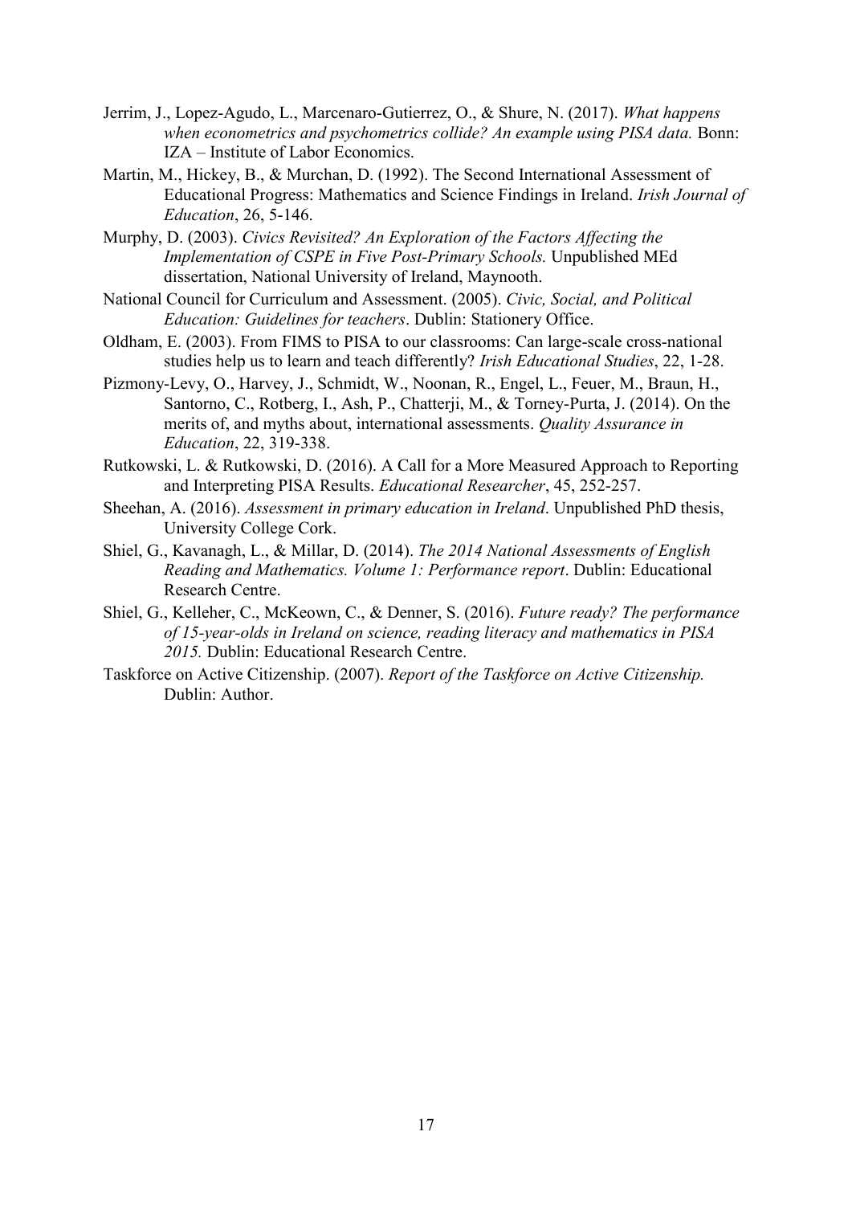Jerrim, J., Lopez-Agudo, L., Marcenaro-Gutierrez, O., & Shure, N. (2017). *What happens when econometrics and psychometrics collide? An example using PISA data.* Bonn: IZA – Institute of Labor Economics.

Martin, M., Hickey, B., & Murchan, D. (1992). The Second International Assessment of Educational Progress: Mathematics and Science Findings in Ireland. *Irish Journal of Education*, 26, 5-146.

Murphy, D. (2003). *Civics Revisited? An Exploration of the Factors Affecting the Implementation of CSPE in Five Post-Primary Schools.* Unpublished MEd dissertation, National University of Ireland, Maynooth.

National Council for Curriculum and Assessment. (2005). *Civic, Social, and Political Education: Guidelines for teachers*. Dublin: Stationery Office.

Oldham, E. (2003). From FIMS to PISA to our classrooms: Can large-scale cross-national studies help us to learn and teach differently? *Irish Educational Studies*, 22, 1-28.

Pizmony-Levy, O., Harvey, J., Schmidt, W., Noonan, R., Engel, L., Feuer, M., Braun, H., Santorno, C., Rotberg, I., Ash, P., Chatterji, M., & Torney-Purta, J. (2014). On the merits of, and myths about, international assessments. *Quality Assurance in Education*, 22, 319-338.

Rutkowski, L. & Rutkowski, D. (2016). A Call for a More Measured Approach to Reporting and Interpreting PISA Results. *Educational Researcher*, 45, 252-257.

Sheehan, A. (2016). *Assessment in primary education in Ireland*. Unpublished PhD thesis, University College Cork.

Shiel, G., Kavanagh, L., & Millar, D. (2014). *The 2014 National Assessments of English Reading and Mathematics. Volume 1: Performance report*. Dublin: Educational Research Centre.

Shiel, G., Kelleher, C., McKeown, C., & Denner, S. (2016). *Future ready? The performance of 15-year-olds in Ireland on science, reading literacy and mathematics in PISA 2015.* Dublin: Educational Research Centre.

Taskforce on Active Citizenship. (2007). *Report of the Taskforce on Active Citizenship.* Dublin: Author.